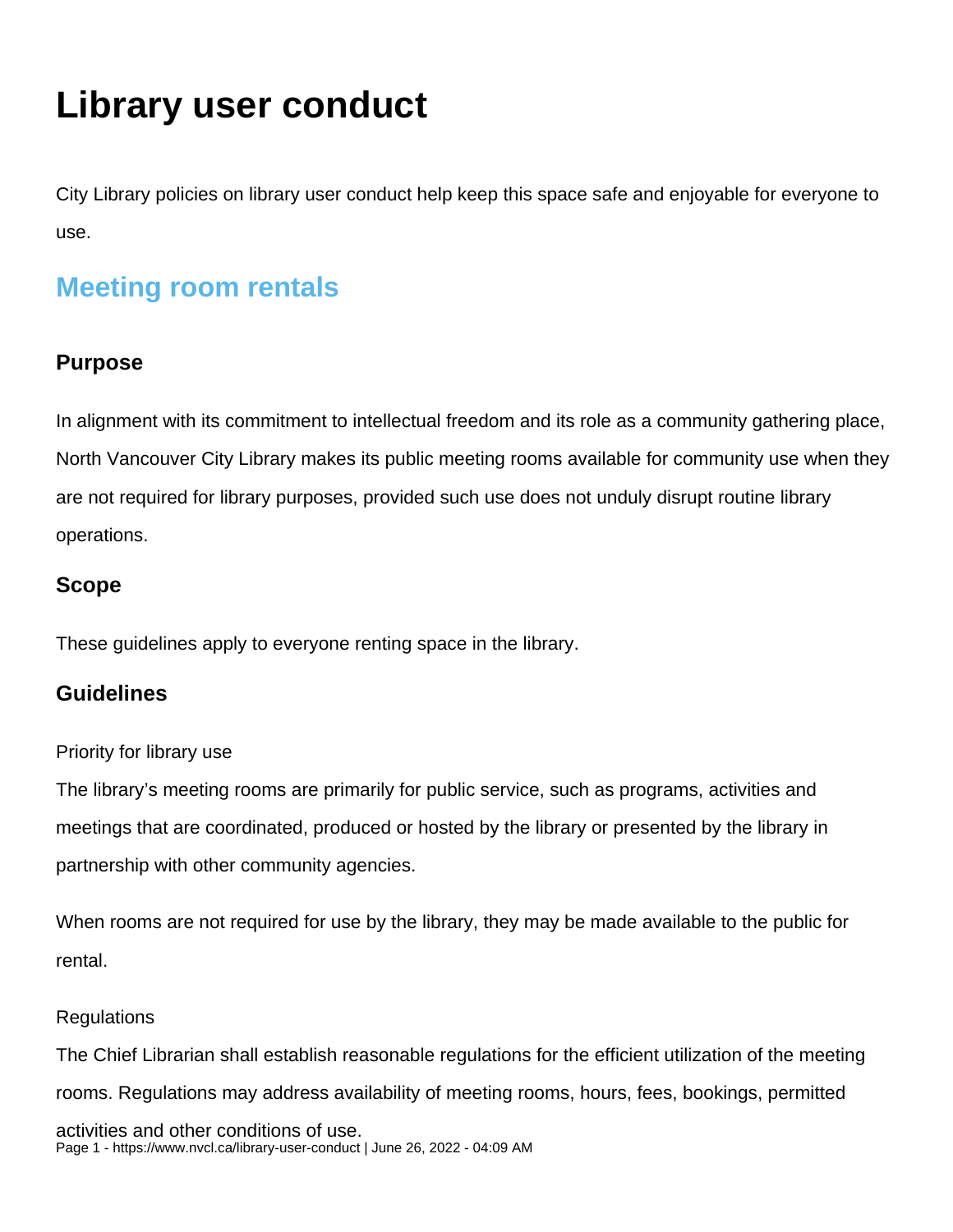# Library user conduct

City Library policies on library user conduct help keep this space safe and enjoyable for everyone to use.

## Meeting room rentals

### Purpose

In alignment with its commitment to intellectual freedom and its role as a community gathering place, North Vancouver City Library makes its public meeting rooms available for community use when they are not required for library purposes, provided such use does not unduly disrupt routine library operations.

### Scope

These guidelines apply to everyone renting space in the library.

### Guidelines

Priority for library use

The library's meeting rooms are primarily for public service, such as programs, activities and meetings that are coordinated, produced or hosted by the library or presented by the library in partnership with other community agencies.

When rooms are not required for use by the library, they may be made available to the public for rental.

Regulations

The Chief Librarian shall establish reasonable regulations for the efficient utilization of the meeting rooms. Regulations may address availability of meeting rooms, hours, fees, bookings, permitted activities and other conditions of use.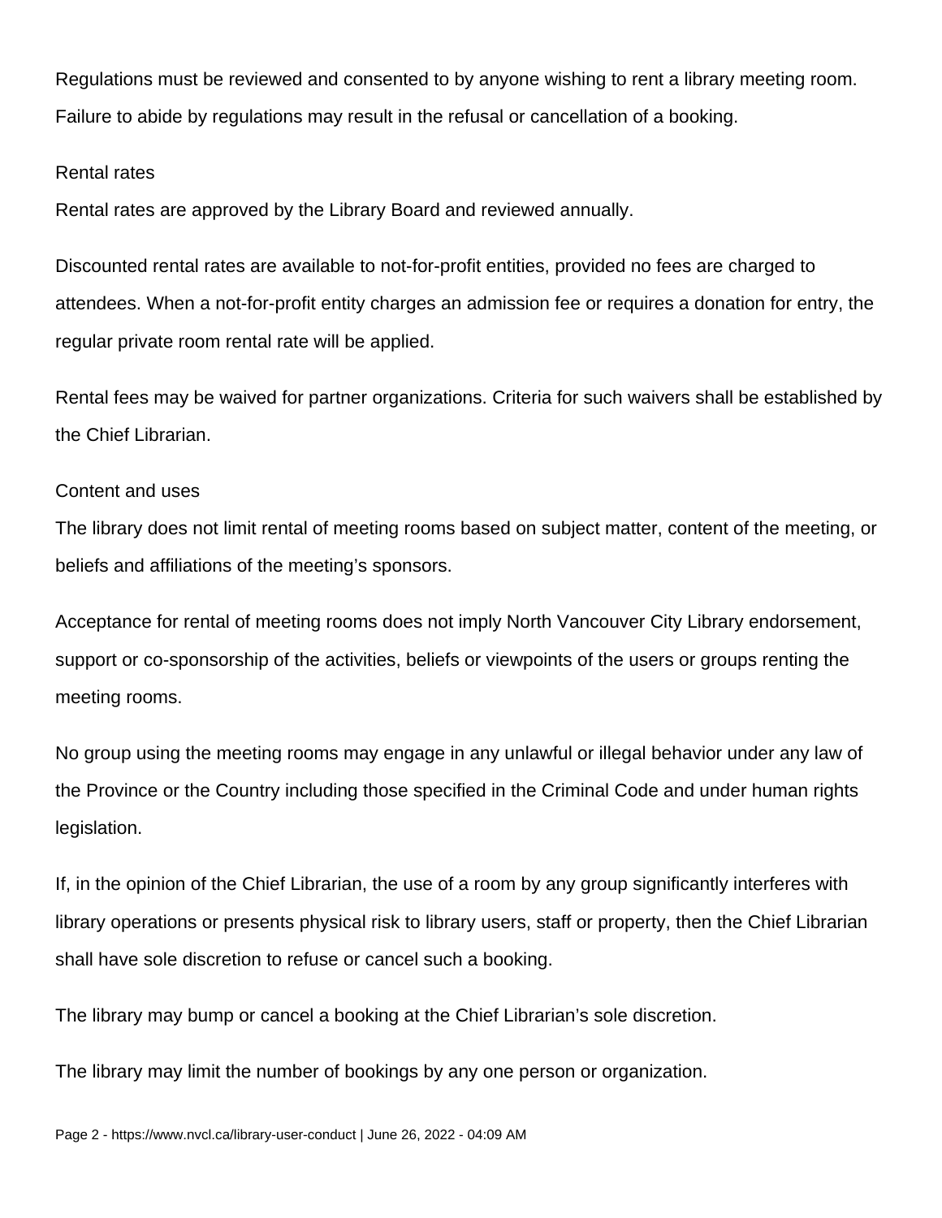Regulations must be reviewed and consented to by anyone wishing to rent a library meeting room. Failure to abide by regulations may result in the refusal or cancellation of a booking.

### Rental rates

Rental rates are approved by the Library Board and reviewed annually.

Discounted rental rates are available to not-for-profit entities, provided no fees are charged to attendees. When a not-for-profit entity charges an admission fee or requires a donation for entry, the regular private room rental rate will be applied.

Rental fees may be waived for partner organizations. Criteria for such waivers shall be established by the Chief Librarian.

### Content and uses

The library does not limit rental of meeting rooms based on subject matter, content of the meeting, or beliefs and affiliations of the meeting's sponsors.

Acceptance for rental of meeting rooms does not imply North Vancouver City Library endorsement, support or co-sponsorship of the activities, beliefs or viewpoints of the users or groups renting the meeting rooms.

No group using the meeting rooms may engage in any unlawful or illegal behavior under any law of the Province or the Country including those specified in the Criminal Code and under human rights legislation.

If, in the opinion of the Chief Librarian, the use of a room by any group significantly interferes with library operations or presents physical risk to library users, staff or property, then the Chief Librarian shall have sole discretion to refuse or cancel such a booking.

The library may bump or cancel a booking at the Chief Librarian's sole discretion.

The library may limit the number of bookings by any one person or organization.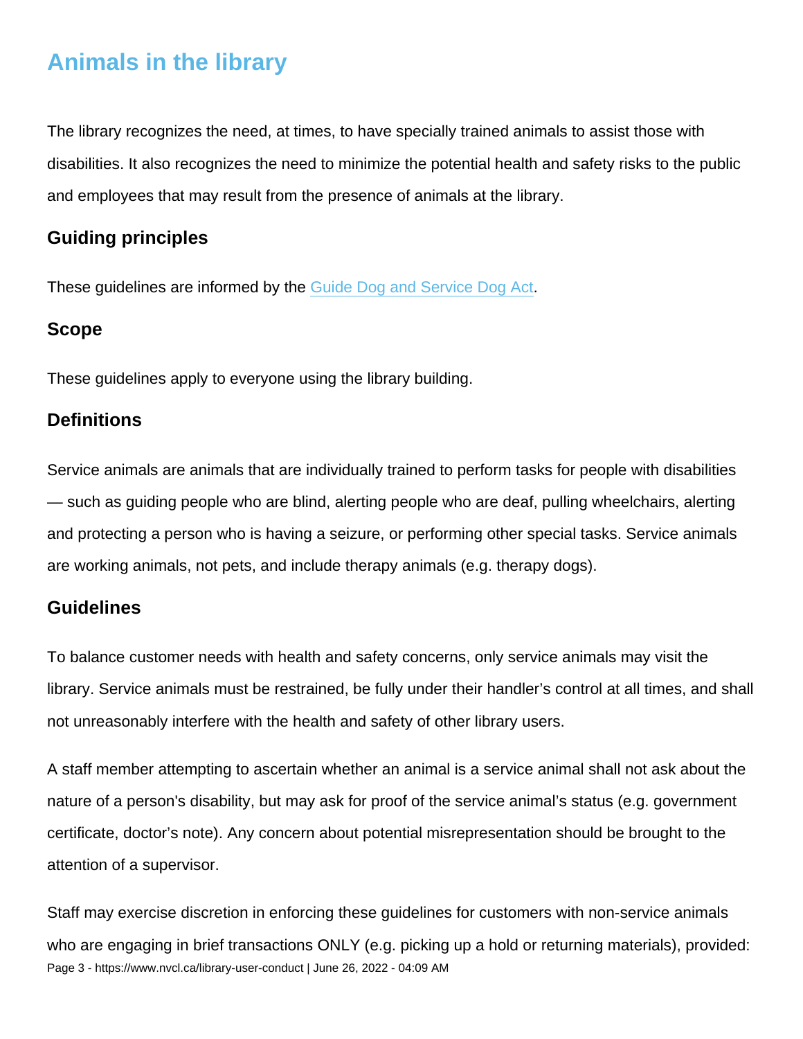## Animals in the library

The library recognizes the need, at times, to have specially trained animals to assist those with disabilities. It also recognizes the need to minimize the potential health and safety risks to the public and employees that may result from the presence of animals at the library.

### Guiding principles

These guidelines are informed by the Guide Dog and Service Dog Act.

### Scope

These guidelines apply to everyone using the library building.

### Definitions

Service animals are animals that are individually trained to perform tasks for people with disabilities — such as guiding people who are blind, alerting people who are deaf, pulling wheelchairs, alerting and protecting a person who is having a seizure, or performing other special tasks. Service animals are working animals, not pets, and include therapy animals (e.g. therapy dogs).

### Guidelines

To balance customer needs with health and safety concerns, only service animals may visit the library. Service animals must be restrained, be fully under their handler's control at all times, and shall not unreasonably interfere with the health and safety of other library users.

A staff member attempting to ascertain whether an animal is a service animal shall not ask about the nature of a person's disability, but may ask for proof of the service animal's status (e.g. government certificate, doctor's note). Any concern about potential misrepresentation should be brought to the attention of a supervisor.

Staff may exercise discretion in enforcing these guidelines for customers with non-service animals who are engaging in brief transactions ONLY (e.g. picking up a hold or returning materials), provided: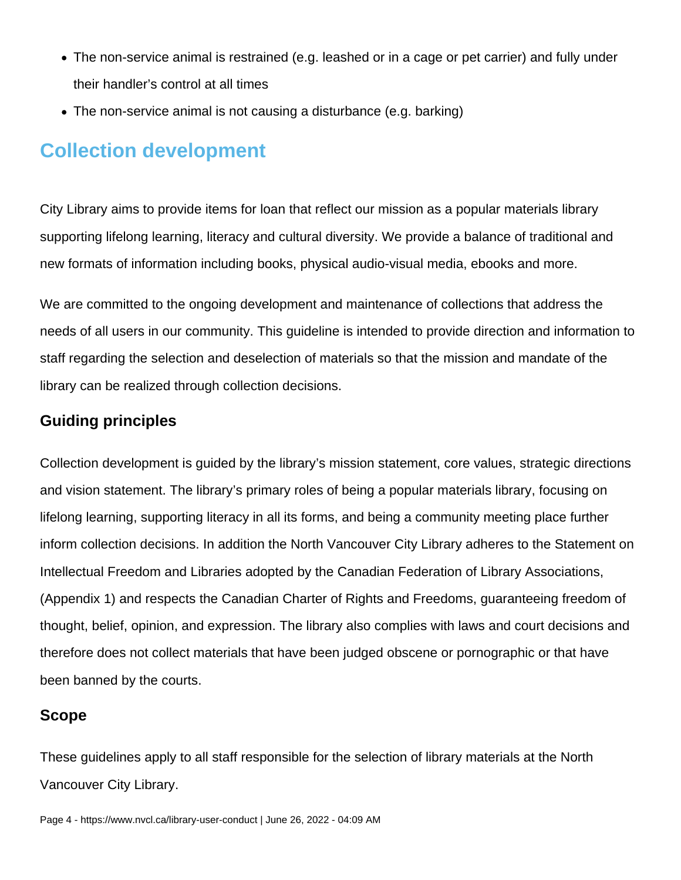- The non-service animal is restrained (e.g. leashed or in a cage or pet carrier) and fully under their handler's control at all times
- The non-service animal is not causing a disturbance (e.g. barking)

## Collection development

City Library aims to provide items for loan that reflect our mission as a popular materials library supporting lifelong learning, literacy and cultural diversity. We provide a balance of traditional and new formats of information including books, physical audio-visual media, ebooks and more.

We are committed to the ongoing development and maintenance of collections that address the needs of all users in our community. This guideline is intended to provide direction and information to staff regarding the selection and deselection of materials so that the mission and mandate of the library can be realized through collection decisions.

### Guiding principles

Collection development is guided by the library's mission statement, core values, strategic directions and vision statement. The library's primary roles of being a popular materials library, focusing on lifelong learning, supporting literacy in all its forms, and being a community meeting place further inform collection decisions. In addition the North Vancouver City Library adheres to the Statement on Intellectual Freedom and Libraries adopted by the Canadian Federation of Library Associations, (Appendix 1) and respects the Canadian Charter of Rights and Freedoms, guaranteeing freedom of thought, belief, opinion, and expression. The library also complies with laws and court decisions and therefore does not collect materials that have been judged obscene or pornographic or that have been banned by the courts.

### Scope

These guidelines apply to all staff responsible for the selection of library materials at the North Vancouver City Library.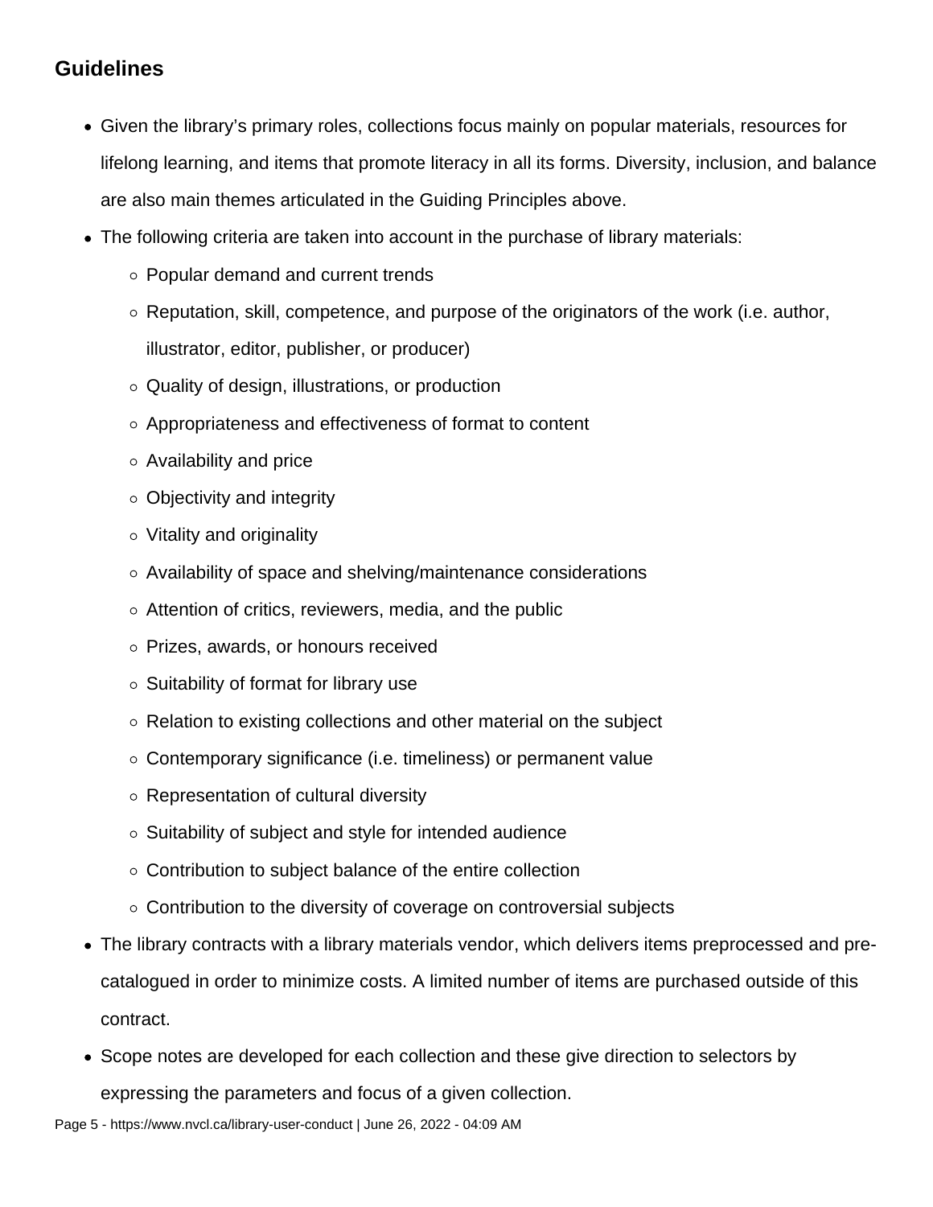## Guidelines

- Given the library's primary roles, collections focus mainly on popular materials, resources for lifelong learning, and items that promote literacy in all its forms. Diversity, inclusion, and balance are also main themes articulated in the Guiding Principles above.
- The following criteria are taken into account in the purchase of library materials:
  - Popular demand and current trends
  - Reputation, skill, competence, and purpose of the originators of the work (i.e. author, illustrator, editor, publisher, or producer)
  - Quality of design, illustrations, or production
  - Appropriateness and effectiveness of format to content
  - Availability and price
  - Objectivity and integrity
  - Vitality and originality
  - Availability of space and shelving/maintenance considerations
  - Attention of critics, reviewers, media, and the public
  - Prizes, awards, or honours received
  - Suitability of format for library use
  - Relation to existing collections and other material on the subject
  - Contemporary significance (i.e. timeliness) or permanent value
  - Representation of cultural diversity
  - Suitability of subject and style for intended audience
  - Contribution to subject balance of the entire collection
  - Contribution to the diversity of coverage on controversial subjects
- The library contracts with a library materials vendor, which delivers items preprocessed and pre-catalogued in order to minimize costs. A limited number of items are purchased outside of this contract.
- Scope notes are developed for each collection and these give direction to selectors by expressing the parameters and focus of a given collection.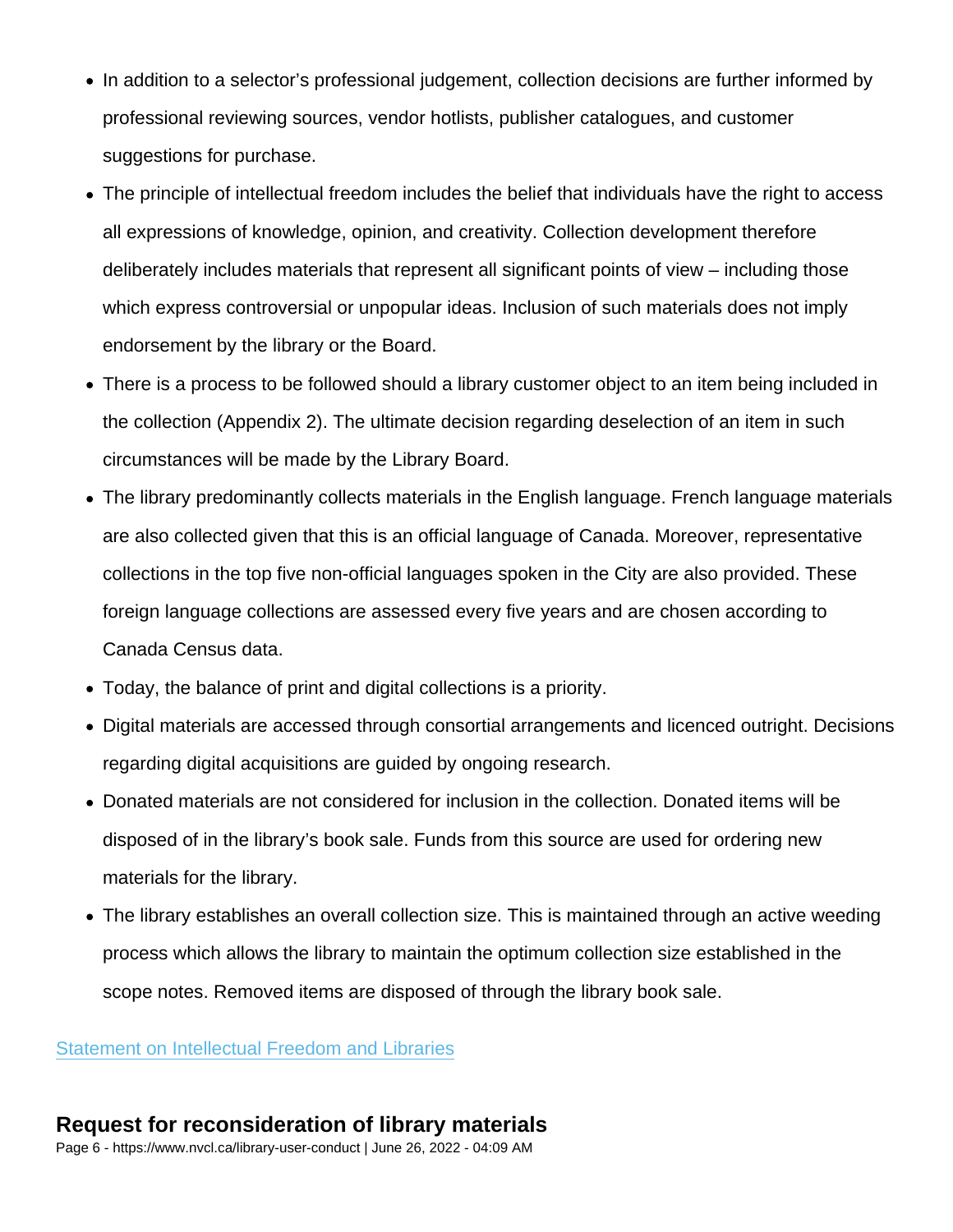- In addition to a selector's professional judgement, collection decisions are further informed by professional reviewing sources, vendor hotlists, publisher catalogues, and customer suggestions for purchase.
- The principle of intellectual freedom includes the belief that individuals have the right to access all expressions of knowledge, opinion, and creativity. Collection development therefore deliberately includes materials that represent all significant points of view – including those which express controversial or unpopular ideas. Inclusion of such materials does not imply endorsement by the library or the Board.
- There is a process to be followed should a library customer object to an item being included in the collection (Appendix 2). The ultimate decision regarding deselection of an item in such circumstances will be made by the Library Board.
- The library predominantly collects materials in the English language. French language materials are also collected given that this is an official language of Canada. Moreover, representative collections in the top five non-official languages spoken in the City are also provided. These foreign language collections are assessed every five years and are chosen according to Canada Census data.
- Today, the balance of print and digital collections is a priority.
- Digital materials are accessed through consortial arrangements and licenced outright. Decisions regarding digital acquisitions are guided by ongoing research.
- Donated materials are not considered for inclusion in the collection. Donated items will be disposed of in the library's book sale. Funds from this source are used for ordering new materials for the library.
- The library establishes an overall collection size. This is maintained through an active weeding process which allows the library to maintain the optimum collection size established in the scope notes. Removed items are disposed of through the library book sale.

Statement on Intellectual Freedom and Libraries

## Request for reconsideration of library materials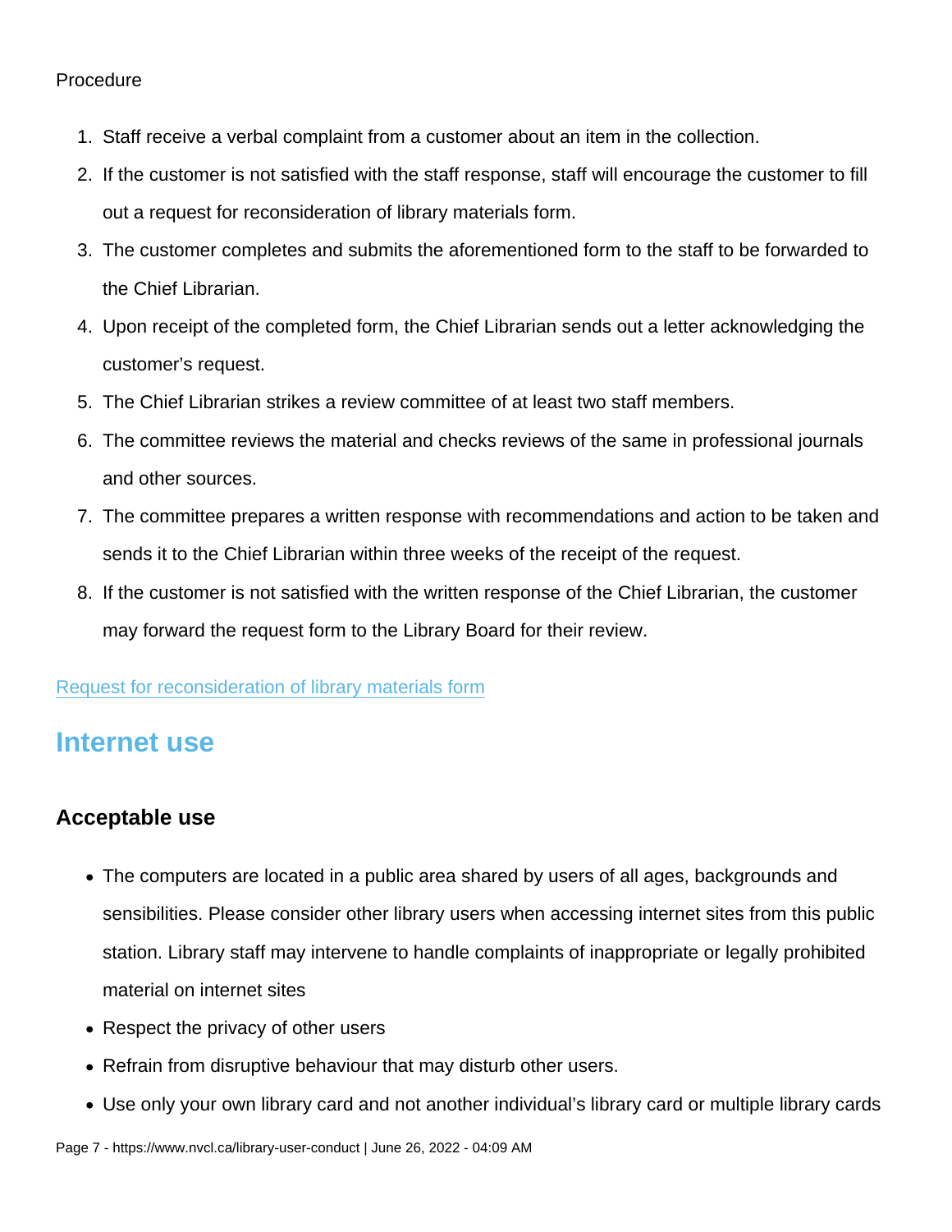Procedure

1. Staff receive a verbal complaint from a customer about an item in the collection.
2. If the customer is not satisfied with the staff response, staff will encourage the customer to fill out a request for reconsideration of library materials form.
3. The customer completes and submits the aforementioned form to the staff to be forwarded to the Chief Librarian.
4. Upon receipt of the completed form, the Chief Librarian sends out a letter acknowledging the customer's request.
5. The Chief Librarian strikes a review committee of at least two staff members.
6. The committee reviews the material and checks reviews of the same in professional journals and other sources.
7. The committee prepares a written response with recommendations and action to be taken and sends it to the Chief Librarian within three weeks of the receipt of the request.
8. If the customer is not satisfied with the written response of the Chief Librarian, the customer may forward the request form to the Library Board for their review.

Request for reconsideration of library materials form

## Internet use

### Acceptable use

- The computers are located in a public area shared by users of all ages, backgrounds and sensibilities. Please consider other library users when accessing internet sites from this public station. Library staff may intervene to handle complaints of inappropriate or legally prohibited material on internet sites
- Respect the privacy of other users
- Refrain from disruptive behaviour that may disturb other users.
- Use only your own library card and not another individual's library card or multiple library cards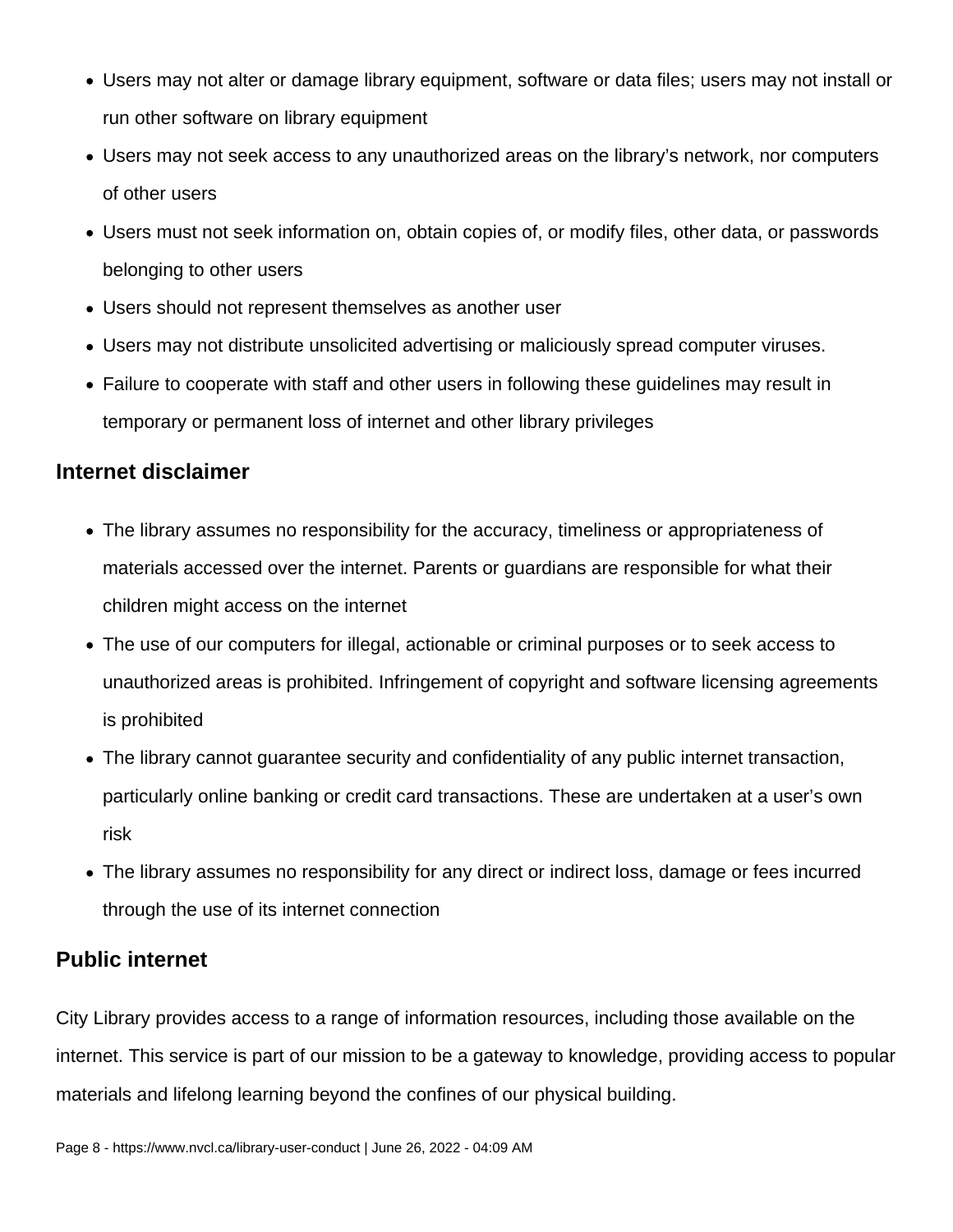- Users may not alter or damage library equipment, software or data files; users may not install or run other software on library equipment
- Users may not seek access to any unauthorized areas on the library's network, nor computers of other users
- Users must not seek information on, obtain copies of, or modify files, other data, or passwords belonging to other users
- Users should not represent themselves as another user
- Users may not distribute unsolicited advertising or maliciously spread computer viruses.
- Failure to cooperate with staff and other users in following these guidelines may result in temporary or permanent loss of internet and other library privileges

## Internet disclaimer

- The library assumes no responsibility for the accuracy, timeliness or appropriateness of materials accessed over the internet. Parents or guardians are responsible for what their children might access on the internet
- The use of our computers for illegal, actionable or criminal purposes or to seek access to unauthorized areas is prohibited. Infringement of copyright and software licensing agreements is prohibited
- The library cannot guarantee security and confidentiality of any public internet transaction, particularly online banking or credit card transactions. These are undertaken at a user's own risk
- The library assumes no responsibility for any direct or indirect loss, damage or fees incurred through the use of its internet connection

## Public internet

City Library provides access to a range of information resources, including those available on the internet. This service is part of our mission to be a gateway to knowledge, providing access to popular materials and lifelong learning beyond the confines of our physical building.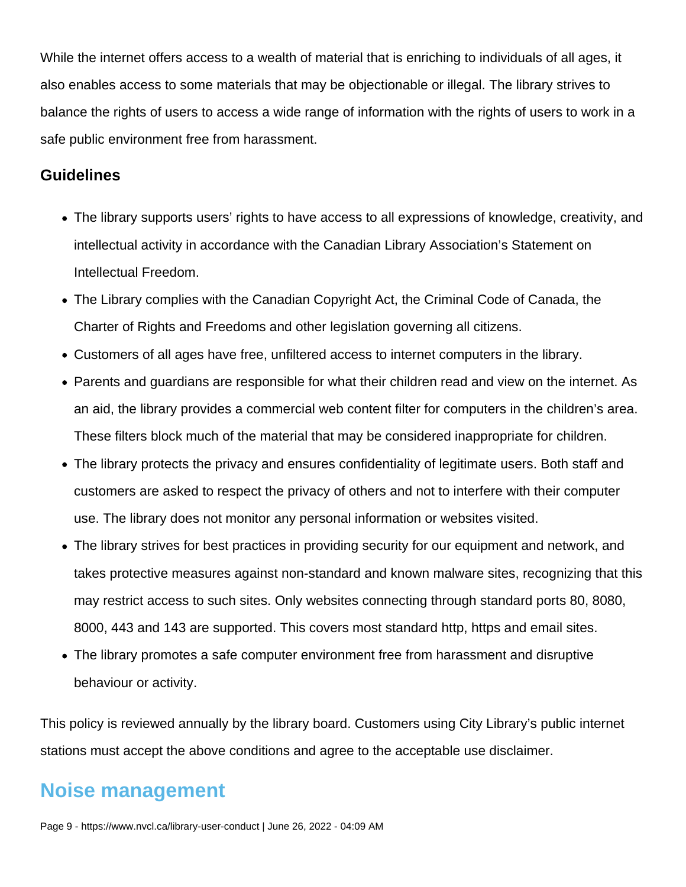While the internet offers access to a wealth of material that is enriching to individuals of all ages, it also enables access to some materials that may be objectionable or illegal. The library strives to balance the rights of users to access a wide range of information with the rights of users to work in a safe public environment free from harassment.

### Guidelines

- The library supports users' rights to have access to all expressions of knowledge, creativity, and intellectual activity in accordance with the Canadian Library Association's Statement on Intellectual Freedom.
- The Library complies with the Canadian Copyright Act, the Criminal Code of Canada, the Charter of Rights and Freedoms and other legislation governing all citizens.
- Customers of all ages have free, unfiltered access to internet computers in the library.
- Parents and guardians are responsible for what their children read and view on the internet. As an aid, the library provides a commercial web content filter for computers in the children's area. These filters block much of the material that may be considered inappropriate for children.
- The library protects the privacy and ensures confidentiality of legitimate users. Both staff and customers are asked to respect the privacy of others and not to interfere with their computer use. The library does not monitor any personal information or websites visited.
- The library strives for best practices in providing security for our equipment and network, and takes protective measures against non-standard and known malware sites, recognizing that this may restrict access to such sites. Only websites connecting through standard ports 80, 8080, 8000, 443 and 143 are supported. This covers most standard http, https and email sites.
- The library promotes a safe computer environment free from harassment and disruptive behaviour or activity.

This policy is reviewed annually by the library board. Customers using City Library's public internet stations must accept the above conditions and agree to the acceptable use disclaimer.

## Noise management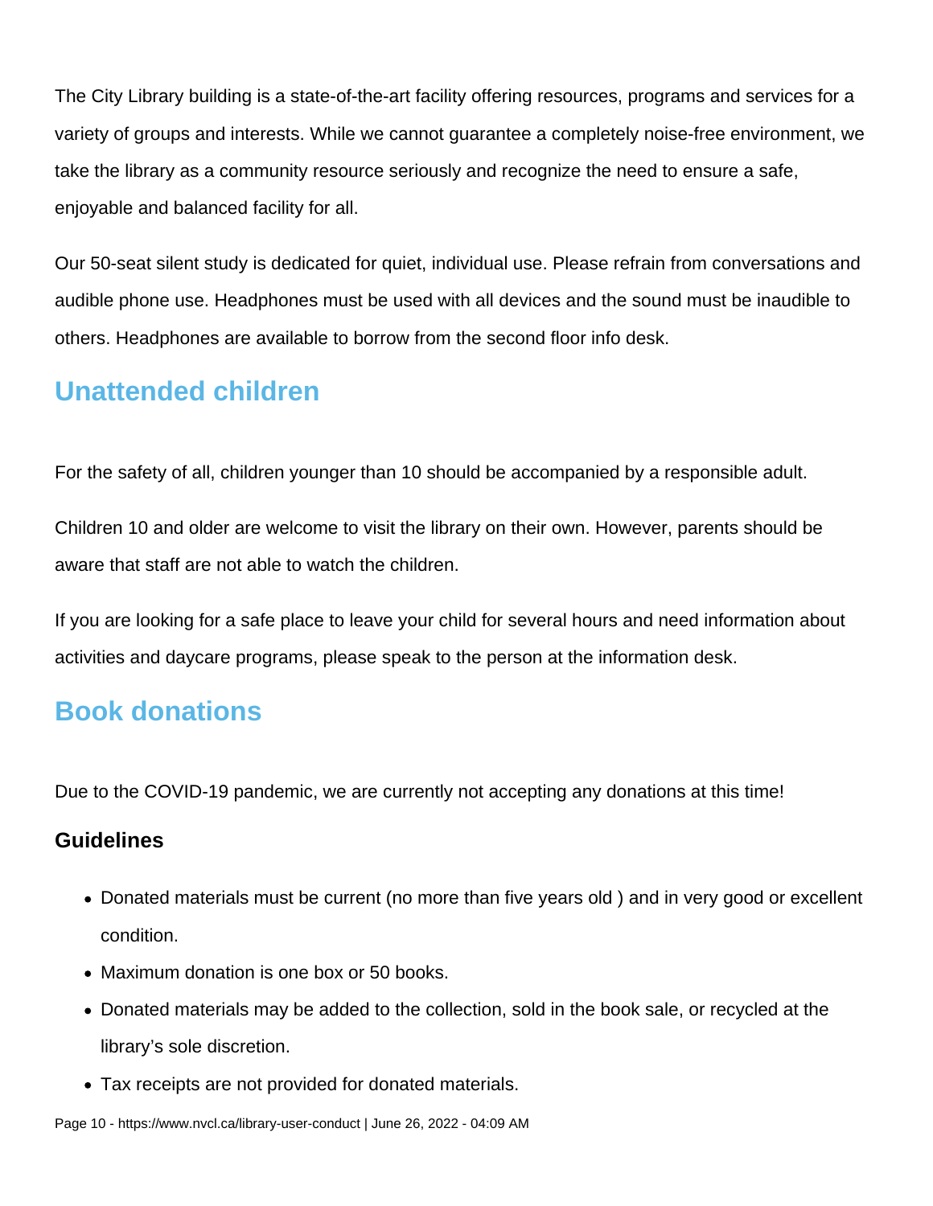The City Library building is a state-of-the-art facility offering resources, programs and services for a variety of groups and interests. While we cannot guarantee a completely noise-free environment, we take the library as a community resource seriously and recognize the need to ensure a safe, enjoyable and balanced facility for all.

Our 50-seat silent study is dedicated for quiet, individual use. Please refrain from conversations and audible phone use. Headphones must be used with all devices and the sound must be inaudible to others. Headphones are available to borrow from the second floor info desk.

## Unattended children

For the safety of all, children younger than 10 should be accompanied by a responsible adult.

Children 10 and older are welcome to visit the library on their own. However, parents should be aware that staff are not able to watch the children.

If you are looking for a safe place to leave your child for several hours and need information about activities and daycare programs, please speak to the person at the information desk.

## Book donations

Due to the COVID-19 pandemic, we are currently not accepting any donations at this time!

### Guidelines

- Donated materials must be current (no more than five years old ) and in very good or excellent condition.
- Maximum donation is one box or 50 books.
- Donated materials may be added to the collection, sold in the book sale, or recycled at the library's sole discretion.
- Tax receipts are not provided for donated materials.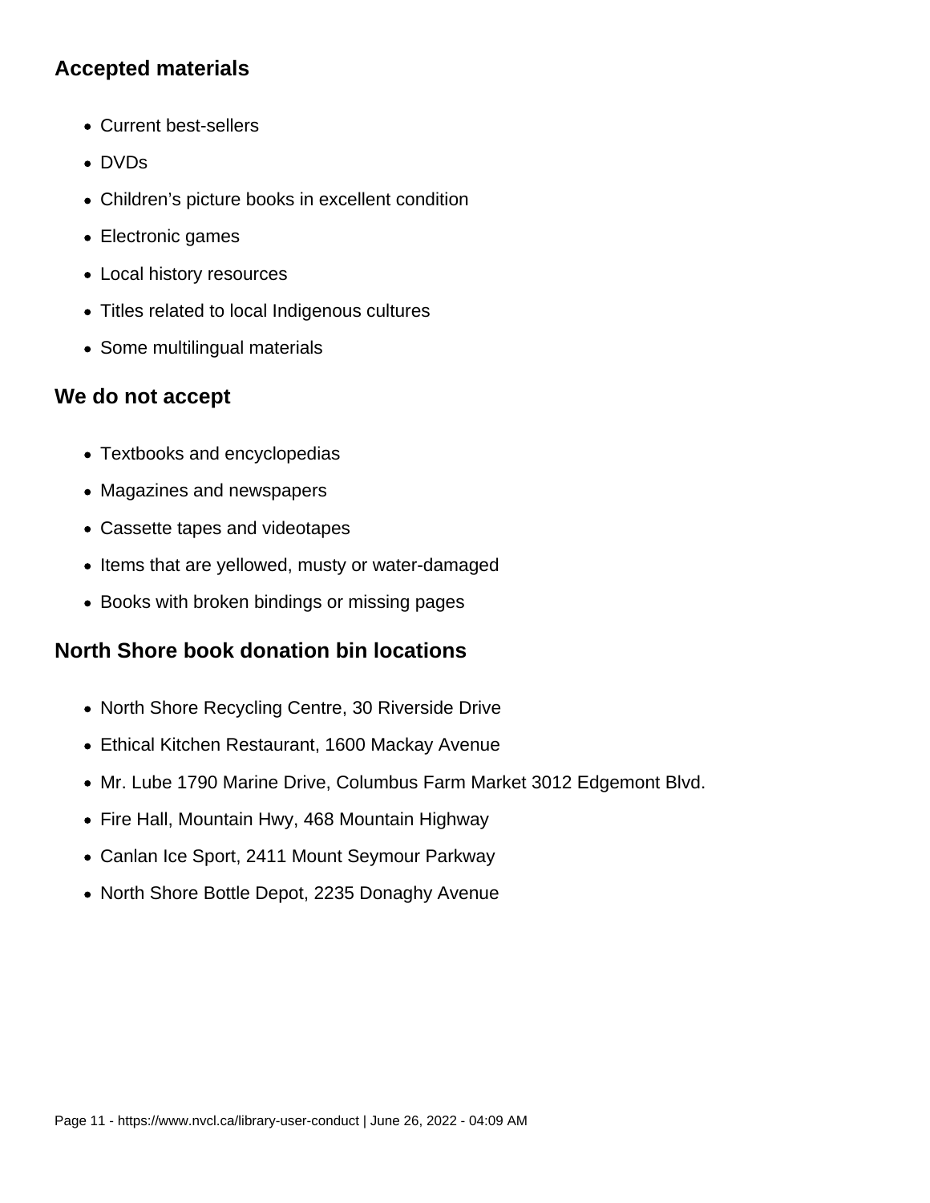### Accepted materials

- Current best-sellers
- DVDs
- Children’s picture books in excellent condition
- Electronic games
- Local history resources
- Titles related to local Indigenous cultures
- Some multilingual materials

### We do not accept

- Textbooks and encyclopedias
- Magazines and newspapers
- Cassette tapes and videotapes
- Items that are yellowed, musty or water-damaged
- Books with broken bindings or missing pages

### North Shore book donation bin locations

- North Shore Recycling Centre, 30 Riverside Drive
- Ethical Kitchen Restaurant, 1600 Mackay Avenue
- Mr. Lube 1790 Marine Drive, Columbus Farm Market 3012 Edgemont Blvd.
- Fire Hall, Mountain Hwy, 468 Mountain Highway
- Canlan Ice Sport, 2411 Mount Seymour Parkway
- North Shore Bottle Depot, 2235 Donaghy Avenue